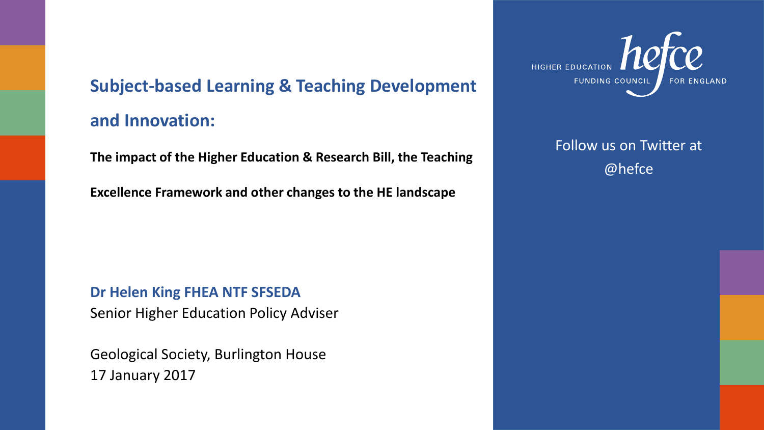# Subject-based Learning & Teaching Development and Innovation:

**The impact of the Higher Education & Research Bill, the Teaching Excellence Framework and other changes to the HE landscape**

**Dr Helen King FHEA NTF SFSEDA**
Senior Higher Education Policy Adviser

Geological Society, Burlington House
17 January 2017

HIGHER EDUCATION FUNDING COUNCIL FOR ENGLAND (hefce)

Follow us on Twitter at @hefce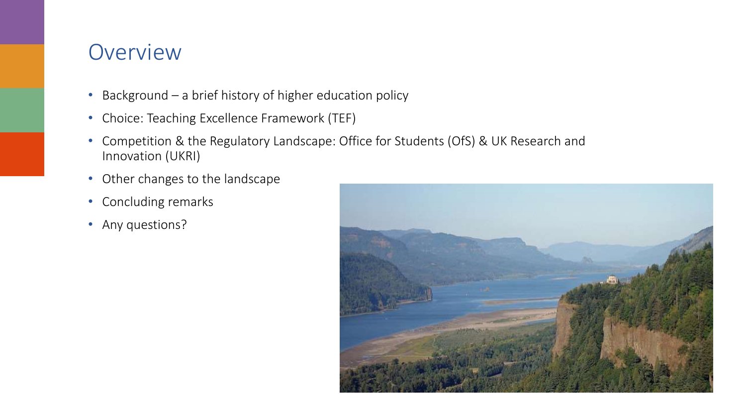# Overview

- Background – a brief history of higher education policy
- Choice: Teaching Excellence Framework (TEF)
- Competition & the Regulatory Landscape: Office for Students (OfS) & UK Research and Innovation (UKRI)
- Other changes to the landscape
- Concluding remarks
- Any questions?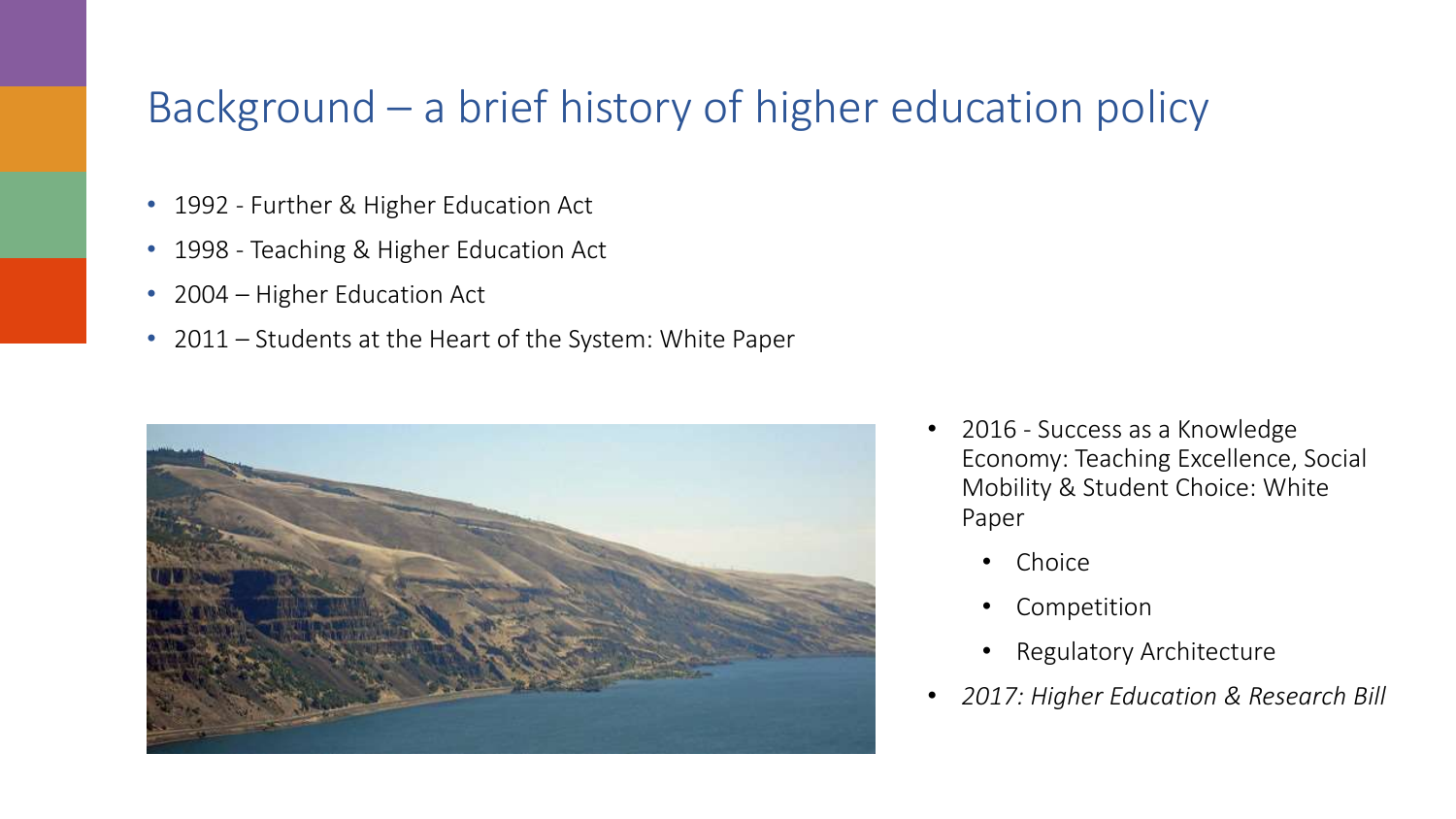# Background – a brief history of higher education policy

- 1992 - Further & Higher Education Act
- 1998 - Teaching & Higher Education Act
- 2004 – Higher Education Act
- 2011 – Students at the Heart of the System: White Paper
- 2016 - Success as a Knowledge Economy: Teaching Excellence, Social Mobility & Student Choice: White Paper
  - Choice
  - Competition
  - Regulatory Architecture
- *2017: Higher Education & Research Bill*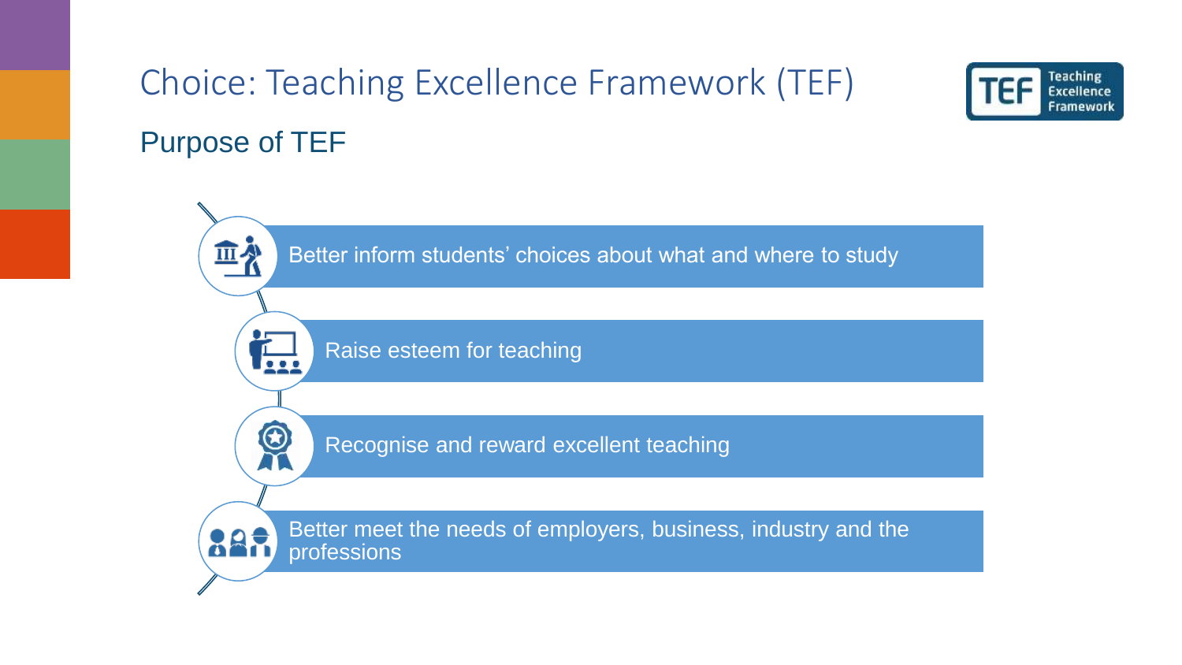# Choice: Teaching Excellence Framework (TEF)

## Purpose of TEF

- Better inform students' choices about what and where to study
- Raise esteem for teaching
- Recognise and reward excellent teaching
- Better meet the needs of employers, business, industry and the professions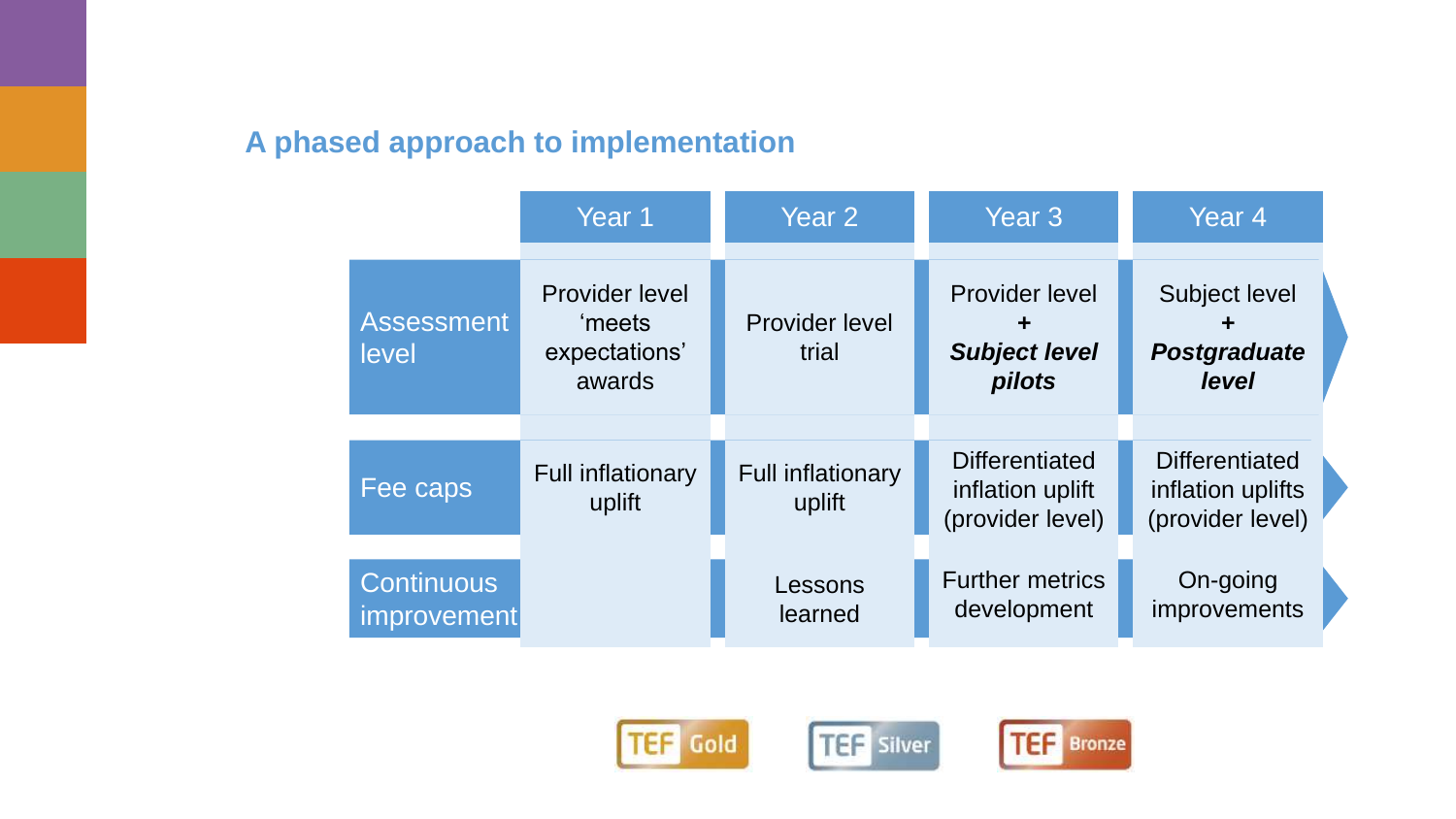## A phased approach to implementation

| | Year 1 | Year 2 | Year 3 | Year 4 |
|---|---|---|---|---|
| Assessment level | Provider level 'meets expectations' awards | Provider level trial | Provider level + ***Subject level pilots*** | Subject level + ***Postgraduate level*** |
| Fee caps | Full inflationary uplift | Full inflationary uplift | Differentiated inflation uplift (provider level) | Differentiated inflation uplifts (provider level) |
| Continuous improvement | | Lessons learned | Further metrics development | On-going improvements |

TEF Gold TEF Silver TEF Bronze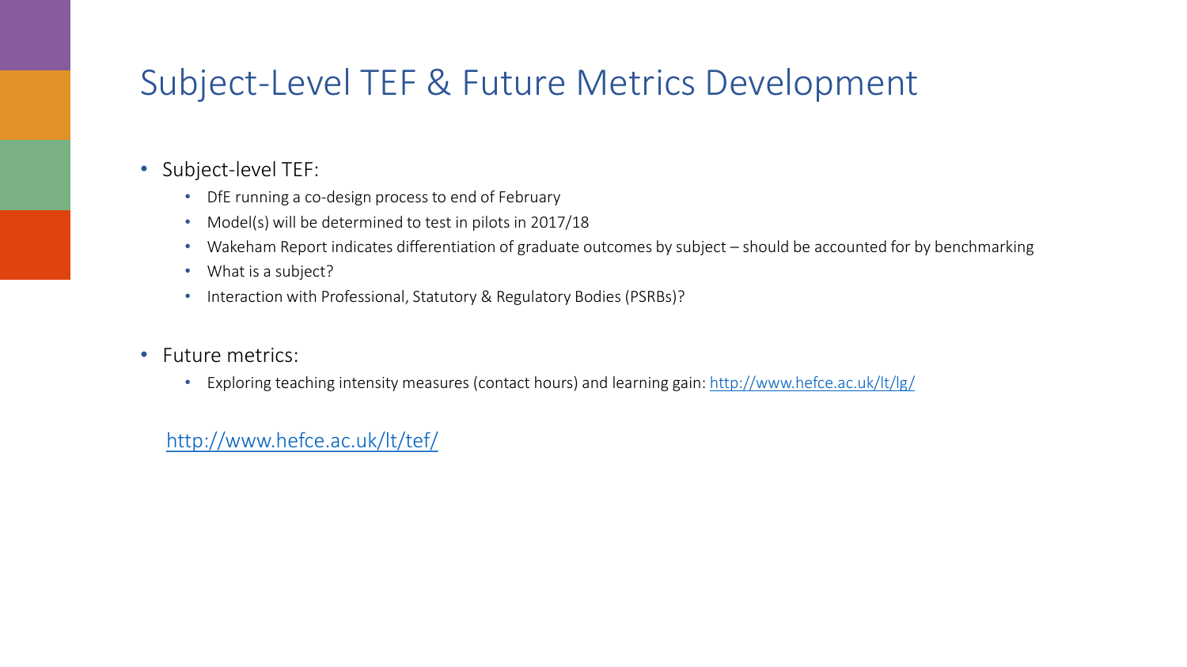# Subject-Level TEF & Future Metrics Development

- Subject-level TEF:
  - DfE running a co-design process to end of February
  - Model(s) will be determined to test in pilots in 2017/18
  - Wakeham Report indicates differentiation of graduate outcomes by subject – should be accounted for by benchmarking
  - What is a subject?
  - Interaction with Professional, Statutory & Regulatory Bodies (PSRBs)?

- Future metrics:
  - Exploring teaching intensity measures (contact hours) and learning gain: http://www.hefce.ac.uk/lt/lg/

http://www.hefce.ac.uk/lt/tef/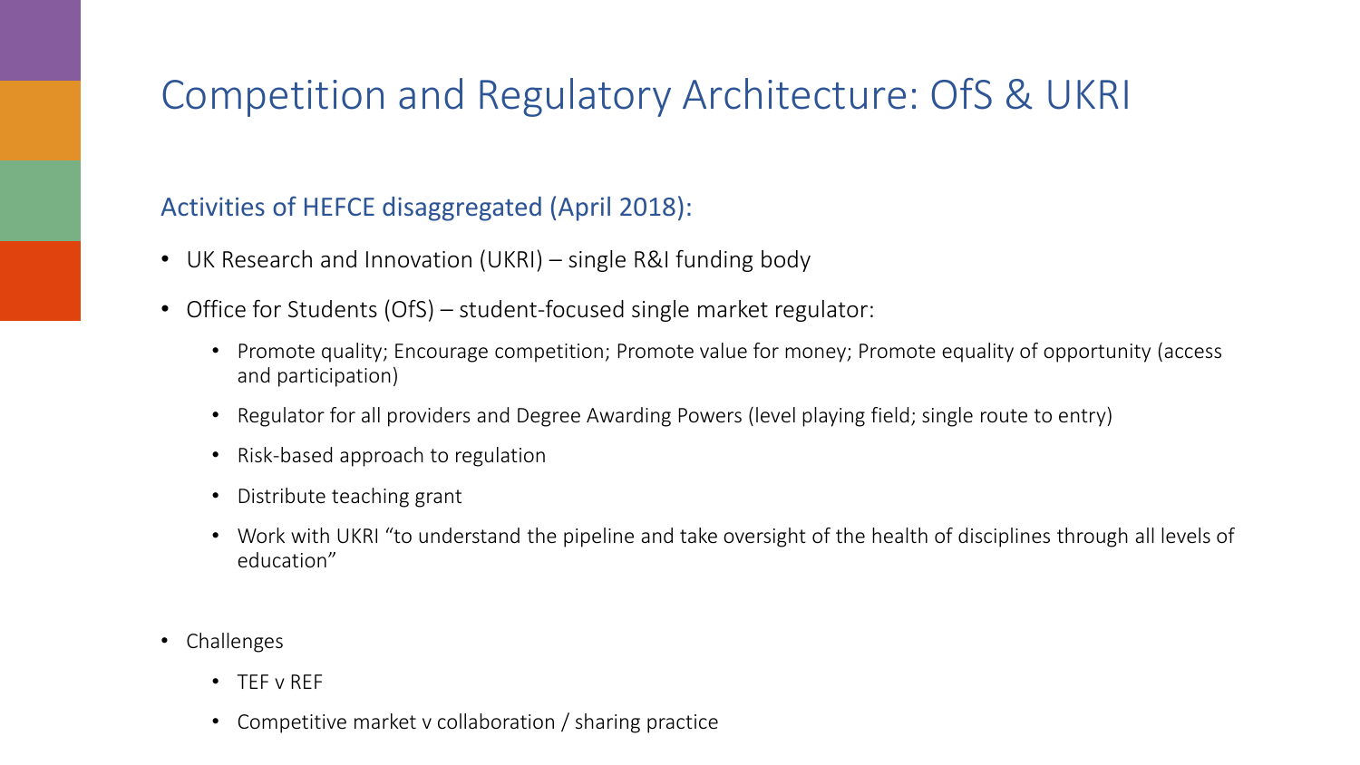# Competition and Regulatory Architecture: OfS & UKRI

## Activities of HEFCE disaggregated (April 2018):

- UK Research and Innovation (UKRI) – single R&I funding body
- Office for Students (OfS) – student-focused single market regulator:
  - Promote quality; Encourage competition; Promote value for money; Promote equality of opportunity (access and participation)
  - Regulator for all providers and Degree Awarding Powers (level playing field; single route to entry)
  - Risk-based approach to regulation
  - Distribute teaching grant
  - Work with UKRI "to understand the pipeline and take oversight of the health of disciplines through all levels of education"

- Challenges
  - TEF v REF
  - Competitive market v collaboration / sharing practice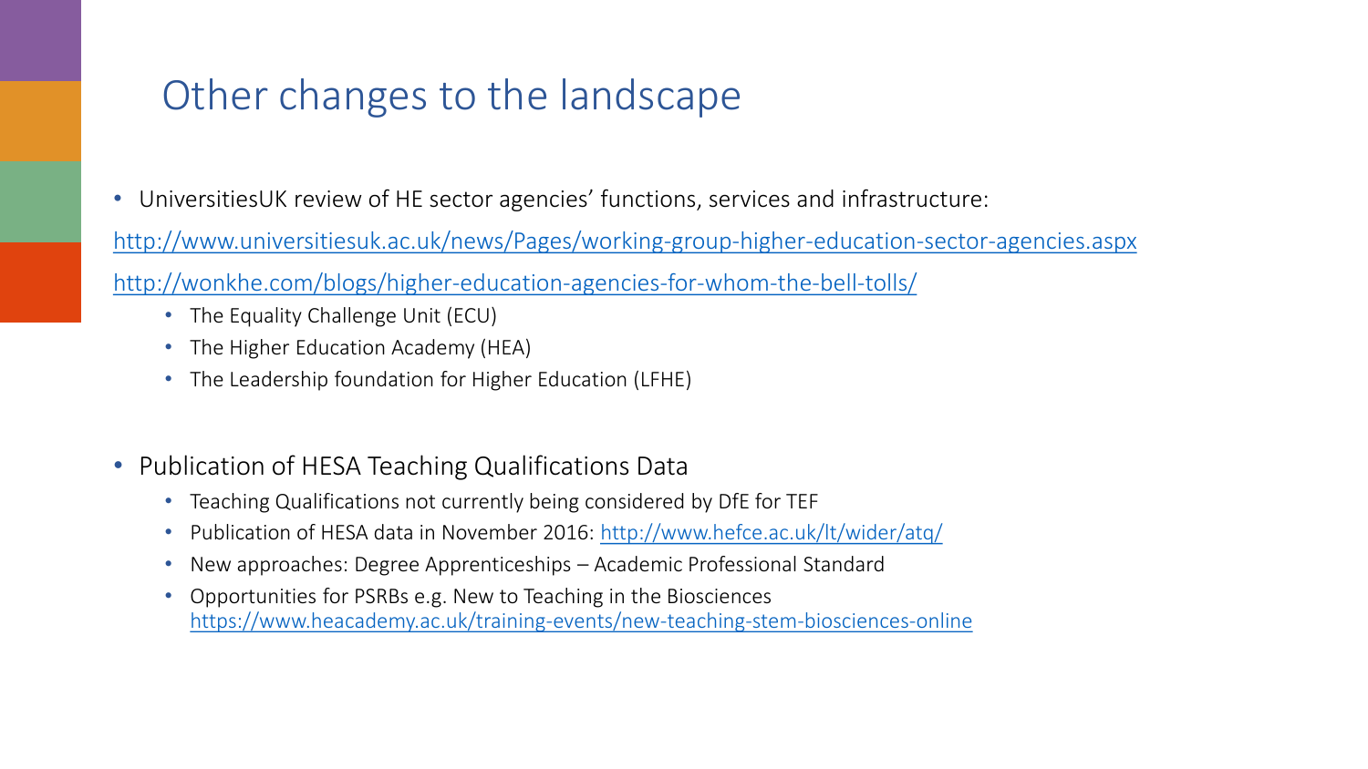# Other changes to the landscape

- UniversitiesUK review of HE sector agencies' functions, services and infrastructure:

http://www.universitiesuk.ac.uk/news/Pages/working-group-higher-education-sector-agencies.aspx

http://wonkhe.com/blogs/higher-education-agencies-for-whom-the-bell-tolls/

  - The Equality Challenge Unit (ECU)
  - The Higher Education Academy (HEA)
  - The Leadership foundation for Higher Education (LFHE)

- Publication of HESA Teaching Qualifications Data
  - Teaching Qualifications not currently being considered by DfE for TEF
  - Publication of HESA data in November 2016: http://www.hefce.ac.uk/lt/wider/atq/
  - New approaches: Degree Apprenticeships – Academic Professional Standard
  - Opportunities for PSRBs e.g. New to Teaching in the Biosciences https://www.heacademy.ac.uk/training-events/new-teaching-stem-biosciences-online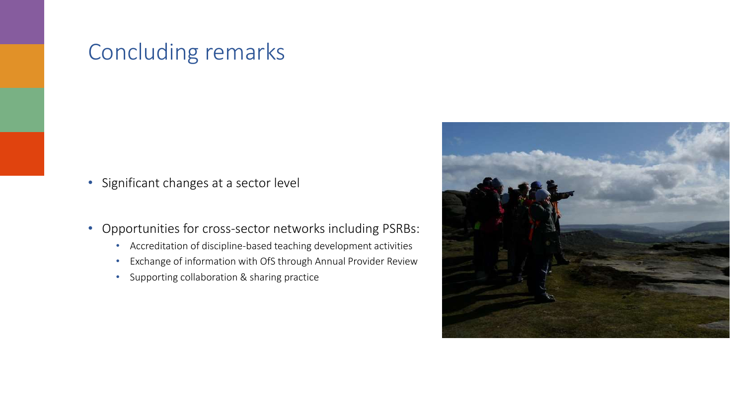# Concluding remarks

- Significant changes at a sector level
- Opportunities for cross-sector networks including PSRBs:
  - Accreditation of discipline-based teaching development activities
  - Exchange of information with OfS through Annual Provider Review
  - Supporting collaboration & sharing practice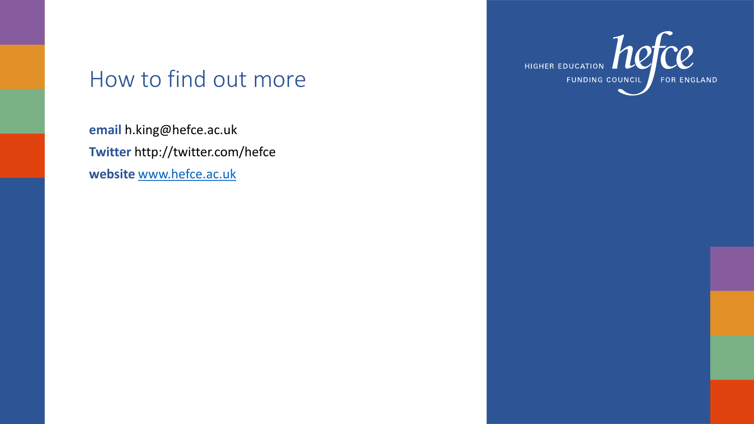# How to find out more

**email** h.king@hefce.ac.uk

**Twitter** http://twitter.com/hefce

**website** www.hefce.ac.uk

HIGHER EDUCATION FUNDING COUNCIL FOR ENGLAND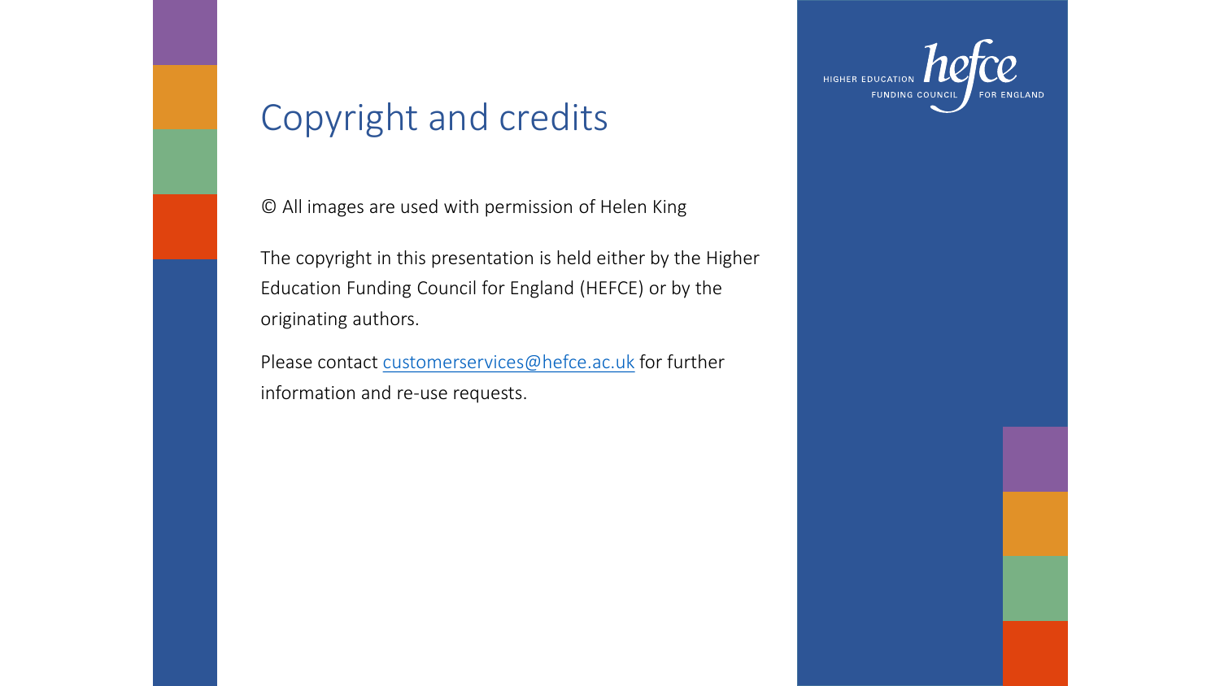# Copyright and credits

© All images are used with permission of Helen King

The copyright in this presentation is held either by the Higher Education Funding Council for England (HEFCE) or by the originating authors.

Please contact customerservices@hefce.ac.uk for further information and re-use requests.

HIGHER EDUCATION FUNDING COUNCIL FOR ENGLAND hefce